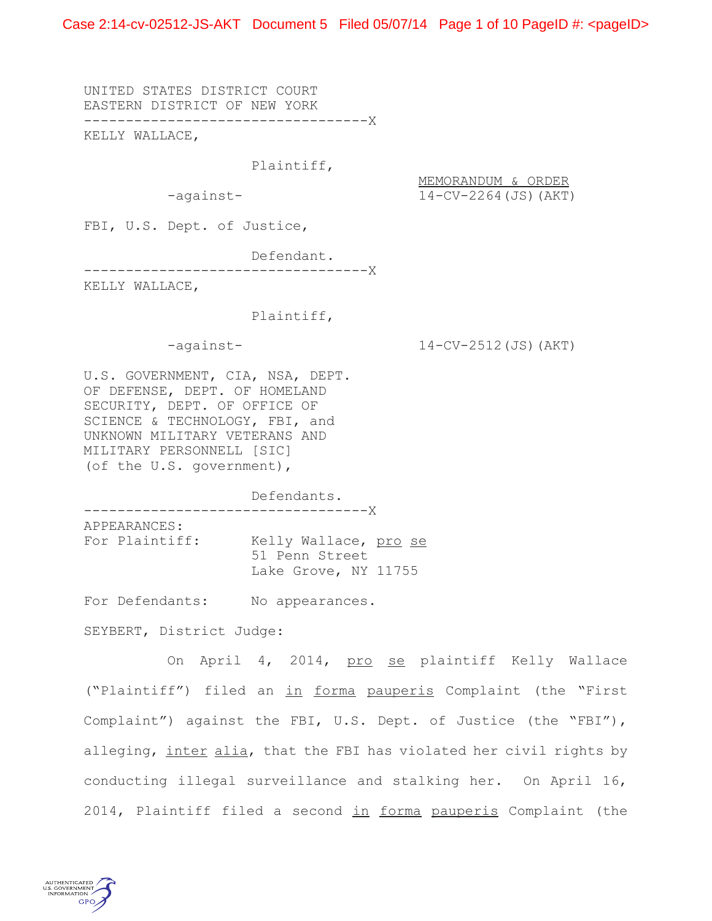UNITED STATES DISTRICT COURT
EASTERN DISTRICT OF NEW YORK

----------------------------------X

KELLY WALLACE,

Plaintiff,

-against-

FBI, U.S. Dept. of Justice,

Defendant.

MEMORANDUM & ORDER
14-CV-2264(JS)(AKT)

----------------------------------X

KELLY WALLACE,

Plaintiff,

-against-

U.S. GOVERNMENT, CIA, NSA, DEPT. OF DEFENSE, DEPT. OF HOMELAND SECURITY, DEPT. OF OFFICE OF SCIENCE & TECHNOLOGY, FBI, and UNKNOWN MILITARY VETERANS AND MILITARY PERSONNELL [SIC] (of the U.S. government),

Defendants.

14-CV-2512(JS)(AKT)

----------------------------------X

APPEARANCES:

For Plaintiff: Kelly Wallace, pro se
51 Penn Street
Lake Grove, NY 11755

For Defendants: No appearances.

SEYBERT, District Judge:

On April 4, 2014, pro se plaintiff Kelly Wallace ("Plaintiff") filed an in forma pauperis Complaint (the "First Complaint") against the FBI, U.S. Dept. of Justice (the "FBI"), alleging, inter alia, that the FBI has violated her civil rights by conducting illegal surveillance and stalking her. On April 16, 2014, Plaintiff filed a second in forma pauperis Complaint (the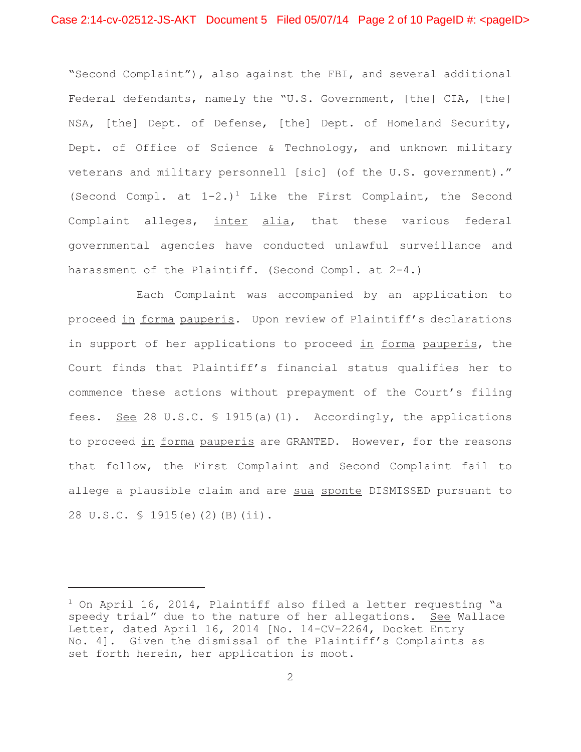"Second Complaint"), also against the FBI, and several additional Federal defendants, namely the "U.S. Government, [the] CIA, [the] NSA, [the] Dept. of Defense, [the] Dept. of Homeland Security, Dept. of Office of Science & Technology, and unknown military veterans and military personnell [sic] (of the U.S. government)." (Second Compl. at 1-2.)[1] Like the First Complaint, the Second Complaint alleges, inter alia, that these various federal governmental agencies have conducted unlawful surveillance and harassment of the Plaintiff. (Second Compl. at 2-4.)

Each Complaint was accompanied by an application to proceed in forma pauperis. Upon review of Plaintiff's declarations in support of her applications to proceed in forma pauperis, the Court finds that Plaintiff's financial status qualifies her to commence these actions without prepayment of the Court's filing fees. See 28 U.S.C. § 1915(a)(1). Accordingly, the applications to proceed in forma pauperis are GRANTED. However, for the reasons that follow, the First Complaint and Second Complaint fail to allege a plausible claim and are sua sponte DISMISSED pursuant to 28 U.S.C. § 1915(e)(2)(B)(ii).

---

[1] On April 16, 2014, Plaintiff also filed a letter requesting "a speedy trial" due to the nature of her allegations. See Wallace Letter, dated April 16, 2014 [No. 14-CV-2264, Docket Entry No. 4]. Given the dismissal of the Plaintiff's Complaints as set forth herein, her application is moot.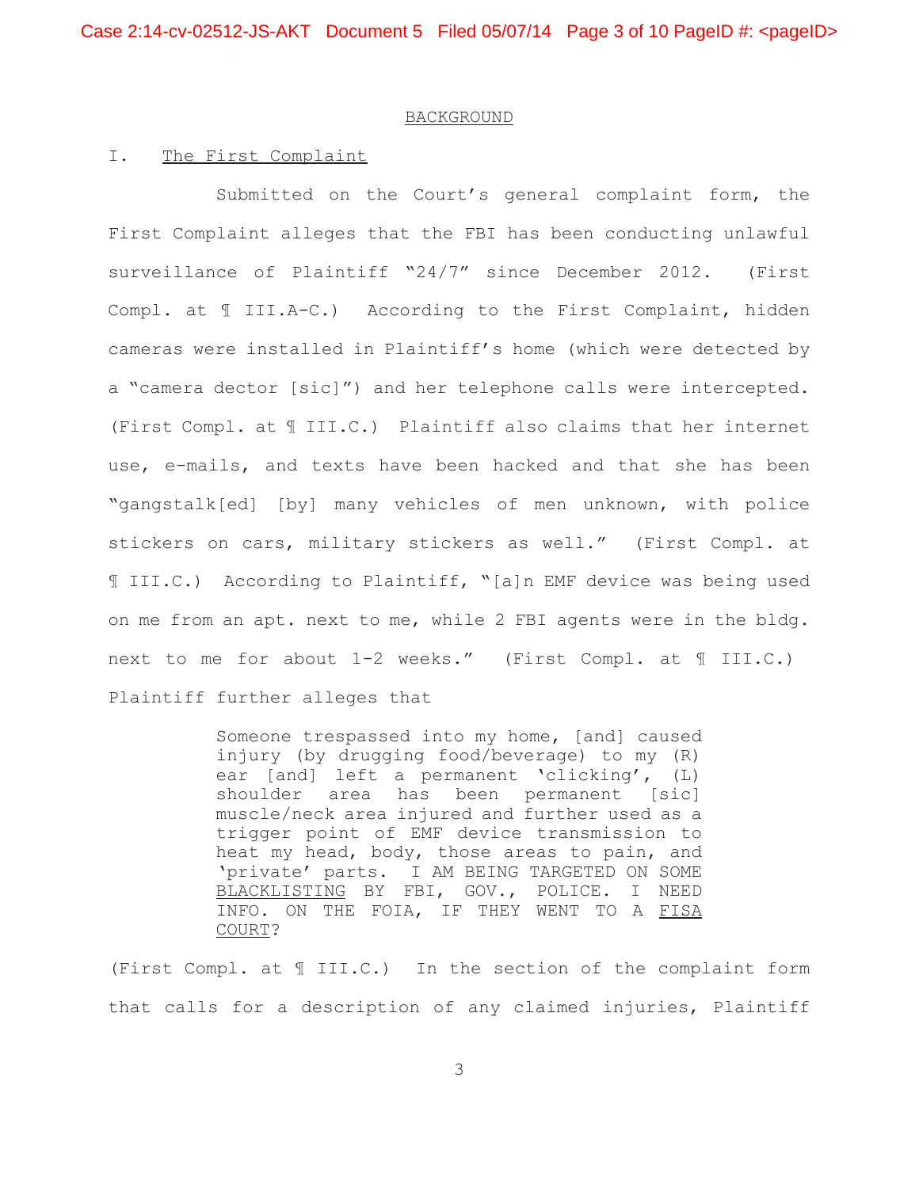## BACKGROUND

### I. The First Complaint

Submitted on the Court's general complaint form, the First Complaint alleges that the FBI has been conducting unlawful surveillance of Plaintiff "24/7" since December 2012. (First Compl. at ¶ III.A-C.) According to the First Complaint, hidden cameras were installed in Plaintiff's home (which were detected by a "camera dector [sic]") and her telephone calls were intercepted. (First Compl. at ¶ III.C.) Plaintiff also claims that her internet use, e-mails, and texts have been hacked and that she has been "gangstalk[ed] [by] many vehicles of men unknown, with police stickers on cars, military stickers as well." (First Compl. at ¶ III.C.) According to Plaintiff, "[a]n EMF device was being used on me from an apt. next to me, while 2 FBI agents were in the bldg. next to me for about 1-2 weeks." (First Compl. at ¶ III.C.) Plaintiff further alleges that

> Someone trespassed into my home, [and] caused injury (by drugging food/beverage) to my (R) ear [and] left a permanent 'clicking', (L) shoulder area has been permanent [sic] muscle/neck area injured and further used as a trigger point of EMF device transmission to heat my head, body, those areas to pain, and 'private' parts. I AM BEING TARGETED ON SOME <u>BLACKLISTING</u> BY FBI, GOV., POLICE. I NEED INFO. ON THE FOIA, IF THEY WENT TO A <u>FISA COURT</u>?

(First Compl. at ¶ III.C.) In the section of the complaint form that calls for a description of any claimed injuries, Plaintiff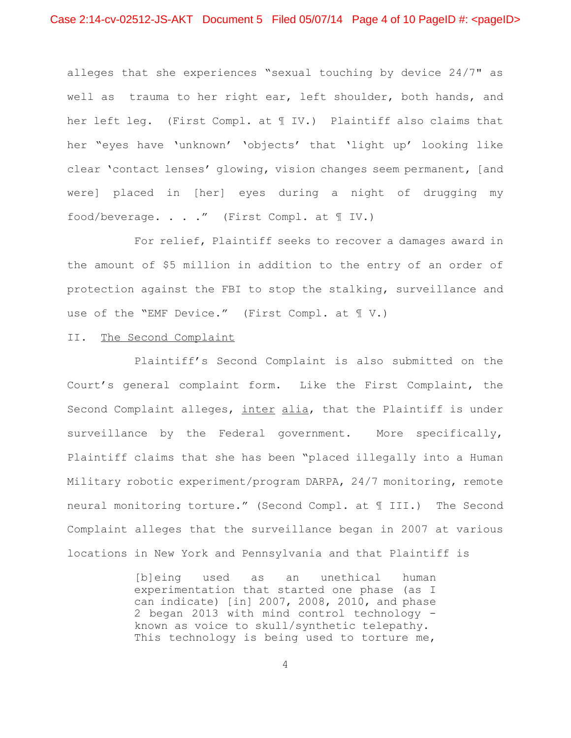alleges that she experiences "sexual touching by device 24/7" as well as trauma to her right ear, left shoulder, both hands, and her left leg. (First Compl. at ¶ IV.) Plaintiff also claims that her "eyes have 'unknown' 'objects' that 'light up' looking like clear 'contact lenses' glowing, vision changes seem permanent, [and were] placed in [her] eyes during a night of drugging my food/beverage. . . ." (First Compl. at ¶ IV.)

For relief, Plaintiff seeks to recover a damages award in the amount of $5 million in addition to the entry of an order of protection against the FBI to stop the stalking, surveillance and use of the "EMF Device." (First Compl. at ¶ V.)

II. <u>The Second Complaint</u>

Plaintiff's Second Complaint is also submitted on the Court's general complaint form. Like the First Complaint, the Second Complaint alleges, <u>inter</u> <u>alia</u>, that the Plaintiff is under surveillance by the Federal government. More specifically, Plaintiff claims that she has been "placed illegally into a Human Military robotic experiment/program DARPA, 24/7 monitoring, remote neural monitoring torture." (Second Compl. at ¶ III.) The Second Complaint alleges that the surveillance began in 2007 at various locations in New York and Pennsylvania and that Plaintiff is

> [b]eing used as an unethical human experimentation that started one phase (as I can indicate) [in] 2007, 2008, 2010, and phase 2 began 2013 with mind control technology - known as voice to skull/synthetic telepathy. This technology is being used to torture me,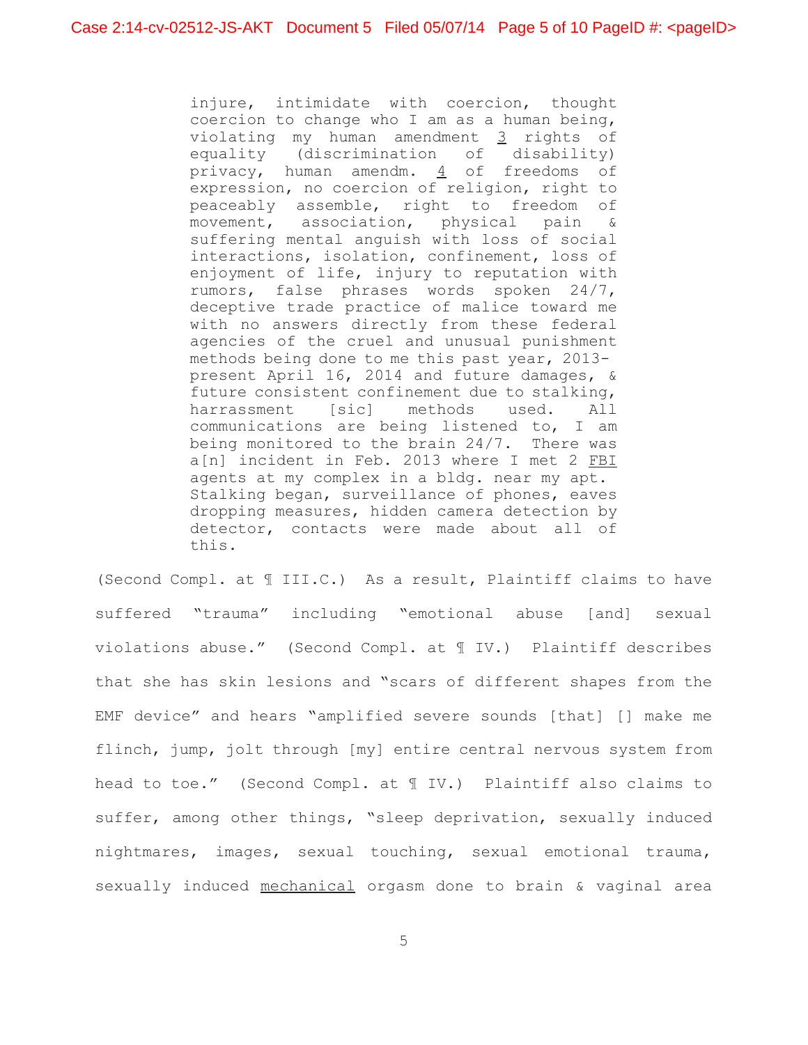> injure, intimidate with coercion, thought coercion to change who I am as a human being, violating my human amendment <u>3</u> rights of equality (discrimination of disability) privacy, human amendm. <u>4</u> of freedoms of expression, no coercion of religion, right to peaceably assemble, right to freedom of movement, association, physical pain & suffering mental anguish with loss of social interactions, isolation, confinement, loss of enjoyment of life, injury to reputation with rumors, false phrases words spoken 24/7, deceptive trade practice of malice toward me with no answers directly from these federal agencies of the cruel and unusual punishment methods being done to me this past year, 2013-present April 16, 2014 and future damages, & future consistent confinement due to stalking, harrassment [sic] methods used. All communications are being listened to, I am being monitored to the brain 24/7. There was a[n] incident in Feb. 2013 where I met 2 <u>FBI</u> agents at my complex in a bldg. near my apt. Stalking began, surveillance of phones, eaves dropping measures, hidden camera detection by detector, contacts were made about all of this.

(Second Compl. at ¶ III.C.) As a result, Plaintiff claims to have suffered "trauma" including "emotional abuse [and] sexual violations abuse." (Second Compl. at ¶ IV.) Plaintiff describes that she has skin lesions and "scars of different shapes from the EMF device" and hears "amplified severe sounds [that] [] make me flinch, jump, jolt through [my] entire central nervous system from head to toe." (Second Compl. at ¶ IV.) Plaintiff also claims to suffer, among other things, "sleep deprivation, sexually induced nightmares, images, sexual touching, sexual emotional trauma, sexually induced <u>mechanical</u> orgasm done to brain & vaginal area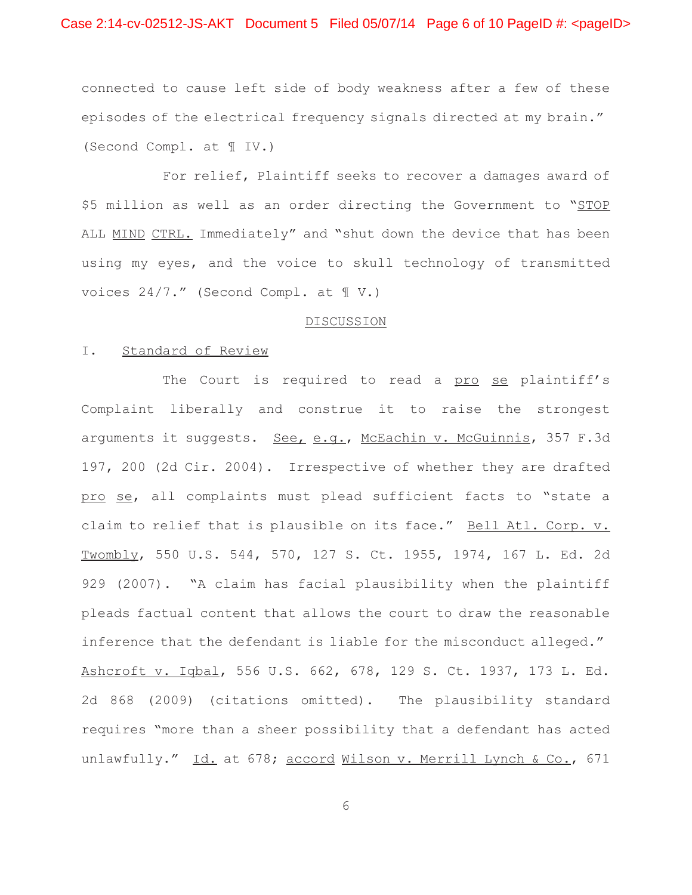connected to cause left side of body weakness after a few of these episodes of the electrical frequency signals directed at my brain." (Second Compl. at ¶ IV.)

For relief, Plaintiff seeks to recover a damages award of $5 million as well as an order directing the Government to "STOP ALL MIND CTRL. Immediately" and "shut down the device that has been using my eyes, and the voice to skull technology of transmitted voices 24/7." (Second Compl. at ¶ V.)

## DISCUSSION

### I. Standard of Review

The Court is required to read a *pro se* plaintiff's Complaint liberally and construe it to raise the strongest arguments it suggests. *See, e.g.*, *McEachin v. McGuinnis*, 357 F.3d 197, 200 (2d Cir. 2004). Irrespective of whether they are drafted *pro se*, all complaints must plead sufficient facts to "state a claim to relief that is plausible on its face." *Bell Atl. Corp. v. Twombly*, 550 U.S. 544, 570, 127 S. Ct. 1955, 1974, 167 L. Ed. 2d 929 (2007). "A claim has facial plausibility when the plaintiff pleads factual content that allows the court to draw the reasonable inference that the defendant is liable for the misconduct alleged." *Ashcroft v. Iqbal*, 556 U.S. 662, 678, 129 S. Ct. 1937, 173 L. Ed. 2d 868 (2009) (citations omitted). The plausibility standard requires "more than a sheer possibility that a defendant has acted unlawfully." *Id.* at 678; *accord* *Wilson v. Merrill Lynch & Co.*, 671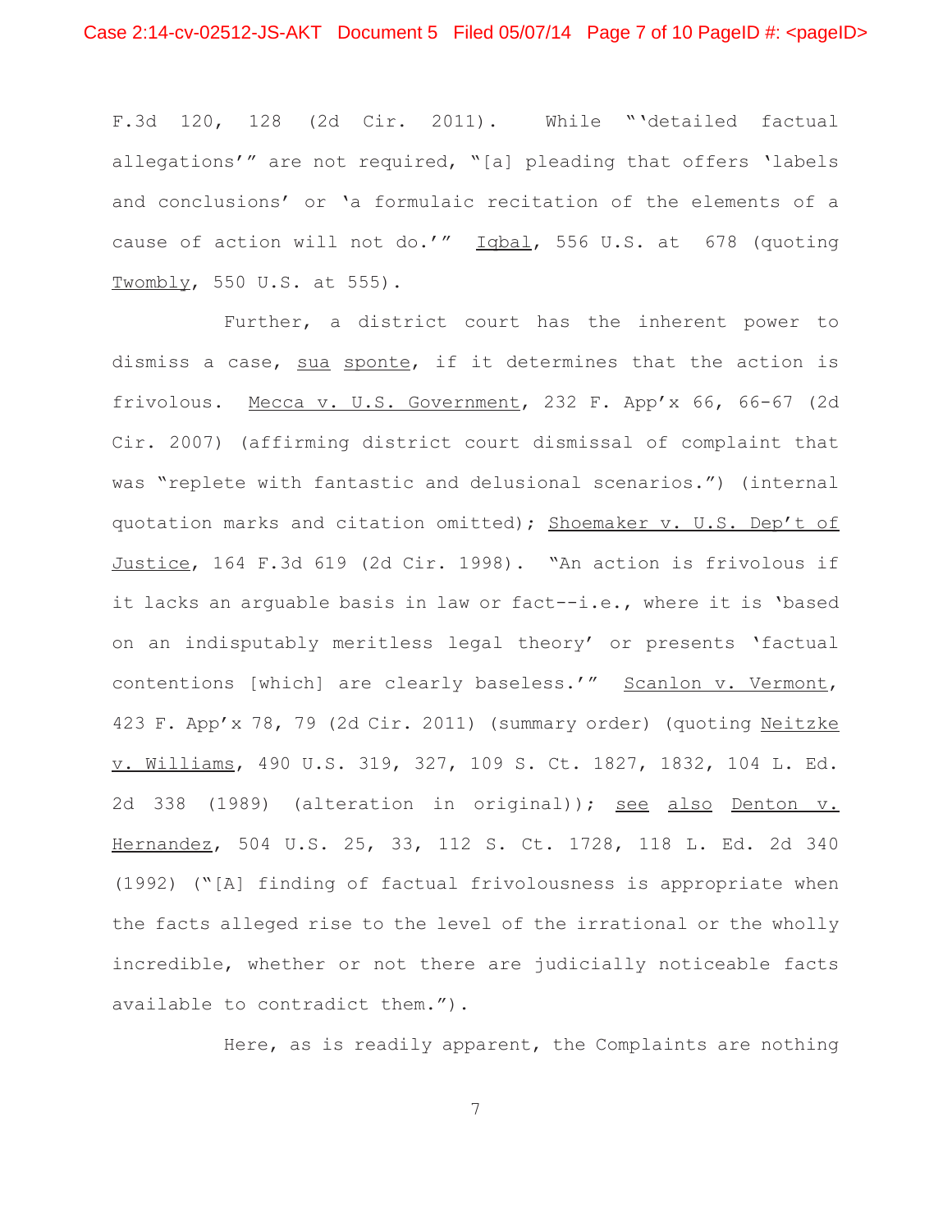F.3d 120, 128 (2d Cir. 2011). While "'detailed factual allegations'" are not required, "[a] pleading that offers 'labels and conclusions' or 'a formulaic recitation of the elements of a cause of action will not do.'" Iqbal, 556 U.S. at 678 (quoting Twombly, 550 U.S. at 555).

Further, a district court has the inherent power to dismiss a case, sua sponte, if it determines that the action is frivolous. Mecca v. U.S. Government, 232 F. App'x 66, 66-67 (2d Cir. 2007) (affirming district court dismissal of complaint that was "replete with fantastic and delusional scenarios.") (internal quotation marks and citation omitted); Shoemaker v. U.S. Dep't of Justice, 164 F.3d 619 (2d Cir. 1998). "An action is frivolous if it lacks an arguable basis in law or fact--i.e., where it is 'based on an indisputably meritless legal theory' or presents 'factual contentions [which] are clearly baseless.'" Scanlon v. Vermont, 423 F. App'x 78, 79 (2d Cir. 2011) (summary order) (quoting Neitzke v. Williams, 490 U.S. 319, 327, 109 S. Ct. 1827, 1832, 104 L. Ed. 2d 338 (1989) (alteration in original)); see also Denton v. Hernandez, 504 U.S. 25, 33, 112 S. Ct. 1728, 118 L. Ed. 2d 340 (1992) ("[A] finding of factual frivolousness is appropriate when the facts alleged rise to the level of the irrational or the wholly incredible, whether or not there are judicially noticeable facts available to contradict them.").

Here, as is readily apparent, the Complaints are nothing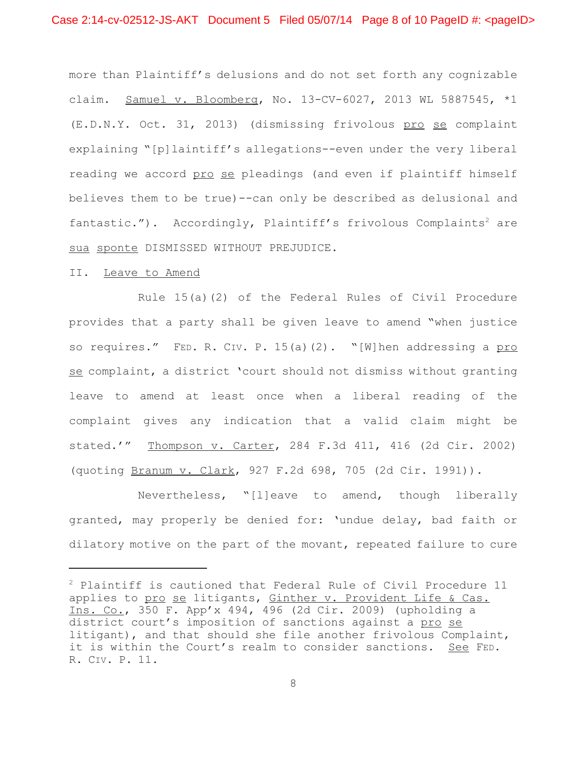more than Plaintiff's delusions and do not set forth any cognizable claim. Samuel v. Bloomberg, No. 13-CV-6027, 2013 WL 5887545, *1 (E.D.N.Y. Oct. 31, 2013) (dismissing frivolous pro se complaint explaining "[p]laintiff's allegations--even under the very liberal reading we accord pro se pleadings (and even if plaintiff himself believes them to be true)--can only be described as delusional and fantastic."). Accordingly, Plaintiff's frivolous Complaints[2] are sua sponte DISMISSED WITHOUT PREJUDICE.

II. Leave to Amend

Rule 15(a)(2) of the Federal Rules of Civil Procedure provides that a party shall be given leave to amend "when justice so requires." FED. R. CIV. P. 15(a)(2). "[W]hen addressing a pro se complaint, a district 'court should not dismiss without granting leave to amend at least once when a liberal reading of the complaint gives any indication that a valid claim might be stated.'" Thompson v. Carter, 284 F.3d 411, 416 (2d Cir. 2002) (quoting Branum v. Clark, 927 F.2d 698, 705 (2d Cir. 1991)).

Nevertheless, "[l]eave to amend, though liberally granted, may properly be denied for: 'undue delay, bad faith or dilatory motive on the part of the movant, repeated failure to cure

---

[2] Plaintiff is cautioned that Federal Rule of Civil Procedure 11 applies to pro se litigants, Ginther v. Provident Life & Cas. Ins. Co., 350 F. App'x 494, 496 (2d Cir. 2009) (upholding a district court's imposition of sanctions against a pro se litigant), and that should she file another frivolous Complaint, it is within the Court's realm to consider sanctions. See FED. R. CIV. P. 11.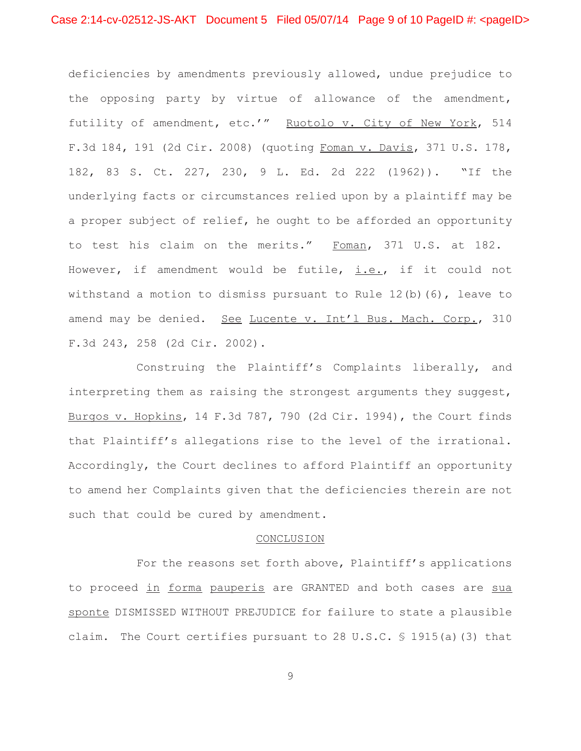deficiencies by amendments previously allowed, undue prejudice to the opposing party by virtue of allowance of the amendment, futility of amendment, etc.'" Ruotolo v. City of New York, 514 F.3d 184, 191 (2d Cir. 2008) (quoting Foman v. Davis, 371 U.S. 178, 182, 83 S. Ct. 227, 230, 9 L. Ed. 2d 222 (1962)). "If the underlying facts or circumstances relied upon by a plaintiff may be a proper subject of relief, he ought to be afforded an opportunity to test his claim on the merits." Foman, 371 U.S. at 182. However, if amendment would be futile, i.e., if it could not withstand a motion to dismiss pursuant to Rule 12(b)(6), leave to amend may be denied. See Lucente v. Int'l Bus. Mach. Corp., 310 F.3d 243, 258 (2d Cir. 2002).

Construing the Plaintiff's Complaints liberally, and interpreting them as raising the strongest arguments they suggest, Burgos v. Hopkins, 14 F.3d 787, 790 (2d Cir. 1994), the Court finds that Plaintiff's allegations rise to the level of the irrational. Accordingly, the Court declines to afford Plaintiff an opportunity to amend her Complaints given that the deficiencies therein are not such that could be cured by amendment.

## CONCLUSION

For the reasons set forth above, Plaintiff's applications to proceed in forma pauperis are GRANTED and both cases are sua sponte DISMISSED WITHOUT PREJUDICE for failure to state a plausible claim. The Court certifies pursuant to 28 U.S.C. § 1915(a)(3) that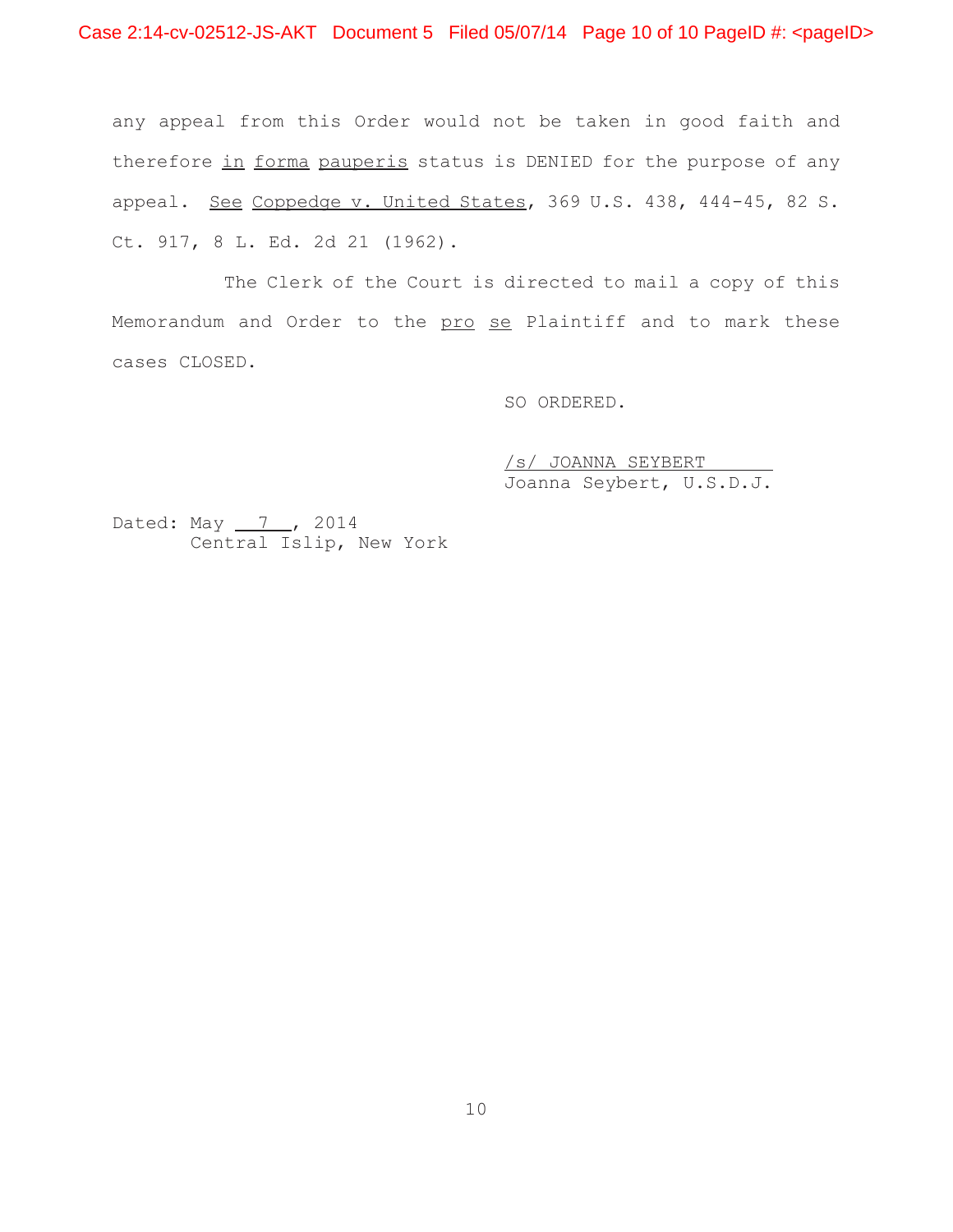any appeal from this Order would not be taken in good faith and therefore *in forma pauperis* status is DENIED for the purpose of any appeal. *See* *Coppedge v. United States*, 369 U.S. 438, 444-45, 82 S. Ct. 917, 8 L. Ed. 2d 21 (1962).

The Clerk of the Court is directed to mail a copy of this Memorandum and Order to the *pro se* Plaintiff and to mark these cases CLOSED.

SO ORDERED.

/s/ JOANNA SEYBERT
Joanna Seybert, U.S.D.J.

Dated: May 7 , 2014
Central Islip, New York